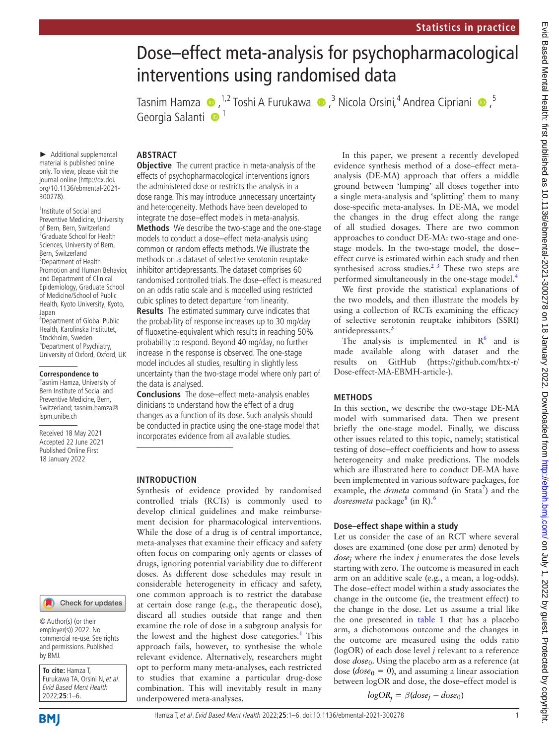Statistics in practice

# Dose–effect meta-analysis for psychopharmacological interventions using randomised data

Tasnim Hamza [1,2], Toshi A Furukawa [3], Nicola Orsini [4], Andrea Cipriani [5], Georgia Salanti [1]

► Additional supplemental material is published online only. To view, please visit the journal online (http://dx.doi.org/10.1136/ebmental-2021-300278).

[1]Institute of Social and Preventive Medicine, University of Bern, Bern, Switzerland
[2]Graduate School for Health Sciences, University of Bern, Bern, Switzerland
[3]Department of Health Promotion and Human Behavior, and Department of Clinical Epidemiology, Graduate School of Medicine/School of Public Health, Kyoto University, Kyoto, Japan
[4]Department of Global Public Health, Karolinska Institutet, Stockholm, Sweden
[5]Department of Psychiatry, University of Oxford, Oxford, UK

**Correspondence to**
Tasnim Hamza, University of Bern Institute of Social and Preventive Medicine, Bern, Switzerland; tasnim.hamza@ispm.unibe.ch

Received 18 May 2021
Accepted 22 June 2021
Published Online First 18 January 2022

© Author(s) (or their employer(s)) 2022. No commercial re-use. See rights and permissions. Published by BMJ.

**To cite:** Hamza T, Furukawa TA, Orsini N, *et al*. *Evid Based Ment Health* 2022;**25**:1–6.

## ABSTRACT

**Objective** The current practice in meta-analysis of the effects of psychopharmacological interventions ignores the administered dose or restricts the analysis in a dose range. This may introduce unnecessary uncertainty and heterogeneity. Methods have been developed to integrate the dose–effect models in meta-analysis.

**Methods** We describe the two-stage and the one-stage models to conduct a dose–effect meta-analysis using common or random effects methods. We illustrate the methods on a dataset of selective serotonin reuptake inhibitor antidepressants. The dataset comprises 60 randomised controlled trials. The dose–effect is measured on an odds ratio scale and is modelled using restricted cubic splines to detect departure from linearity.

**Results** The estimated summary curve indicates that the probability of response increases up to 30 mg/day of fluoxetine-equivalent which results in reaching 50% probability to respond. Beyond 40 mg/day, no further increase in the response is observed. The one-stage model includes all studies, resulting in slightly less uncertainty than the two-stage model where only part of the data is analysed.

**Conclusions** The dose–effect meta-analysis enables clinicians to understand how the effect of a drug changes as a function of its dose. Such analysis should be conducted in practice using the one-stage model that incorporates evidence from all available studies.

## INTRODUCTION

Synthesis of evidence provided by randomised controlled trials (RCTs) is commonly used to develop clinical guidelines and make reimbursement decision for pharmacological interventions. While the dose of a drug is of central importance, meta-analyses that examine their efficacy and safety often focus on comparing only agents or classes of drugs, ignoring potential variability due to different doses. As different dose schedules may result in considerable heterogeneity in efficacy and safety, one common approach is to restrict the database at certain dose range (e.g., the therapeutic dose), discard all studies outside that range and then examine the role of dose in a subgroup analysis for the lowest and the highest dose categories.[1] This approach fails, however, to synthesise the whole relevant evidence. Alternatively, researchers might opt to perform many meta-analyses, each restricted to studies that examine a particular drug-dose combination. This will inevitably result in many underpowered meta-analyses.

In this paper, we present a recently developed evidence synthesis method of a dose–effect meta-analysis (DE-MA) approach that offers a middle ground between 'lumping' all doses together into a single meta-analysis and 'splitting' them to many dose-specific meta-analyses. In DE-MA, we model the changes in the drug effect along the range of all studied dosages. There are two common approaches to conduct DE-MA: two-stage and one-stage models. In the two-stage model, the dose–effect curve is estimated within each study and then synthesised across studies.[2 3] These two steps are performed simultaneously in the one-stage model.[4]

We first provide the statistical explanations of the two models, and then illustrate the models by using a collection of RCTs examining the efficacy of selective serotonin reuptake inhibitors (SSRI) antidepressants.[5]

The analysis is implemented in R[6] and is made available along with dataset and the results on GitHub (https://github.com/htx-r/Dose-effect-MA-EBMH-article-).

## METHODS

In this section, we describe the two-stage DE-MA model with summarised data. Then we present briefly the one-stage model. Finally, we discuss other issues related to this topic, namely; statistical testing of dose–effect coefficients and how to assess heterogeneity and make predictions. The models which are illustrated here to conduct DE-MA have been implemented in various software packages, for example, the *drmeta* command (in Stata[7]) and the *dosresmeta* package[8] (in R).[6]

### Dose–effect shape within a study

Let us consider the case of an RCT where several doses are examined (one dose per arm) denoted by $dose_j$ where the index $j$ enumerates the dose levels starting with zero. The outcome is measured in each arm on an additive scale (e.g., a mean, a log-odds). The dose–effect model within a study associates the change in the outcome (ie, the treatment effect) to the change in the dose. Let us assume a trial like the one presented in table 1 that has a placebo arm, a dichotomous outcome and the changes in the outcome are measured using the odds ratio (logOR) of each dose level $j$ relevant to a reference dose $dose_0$. Using the placebo arm as a reference (at dose ($dose_0 = 0$), and assuming a linear association between logOR and dose, the dose–effect model is

$$logOR_j = \beta(dose_j - dose_0)$$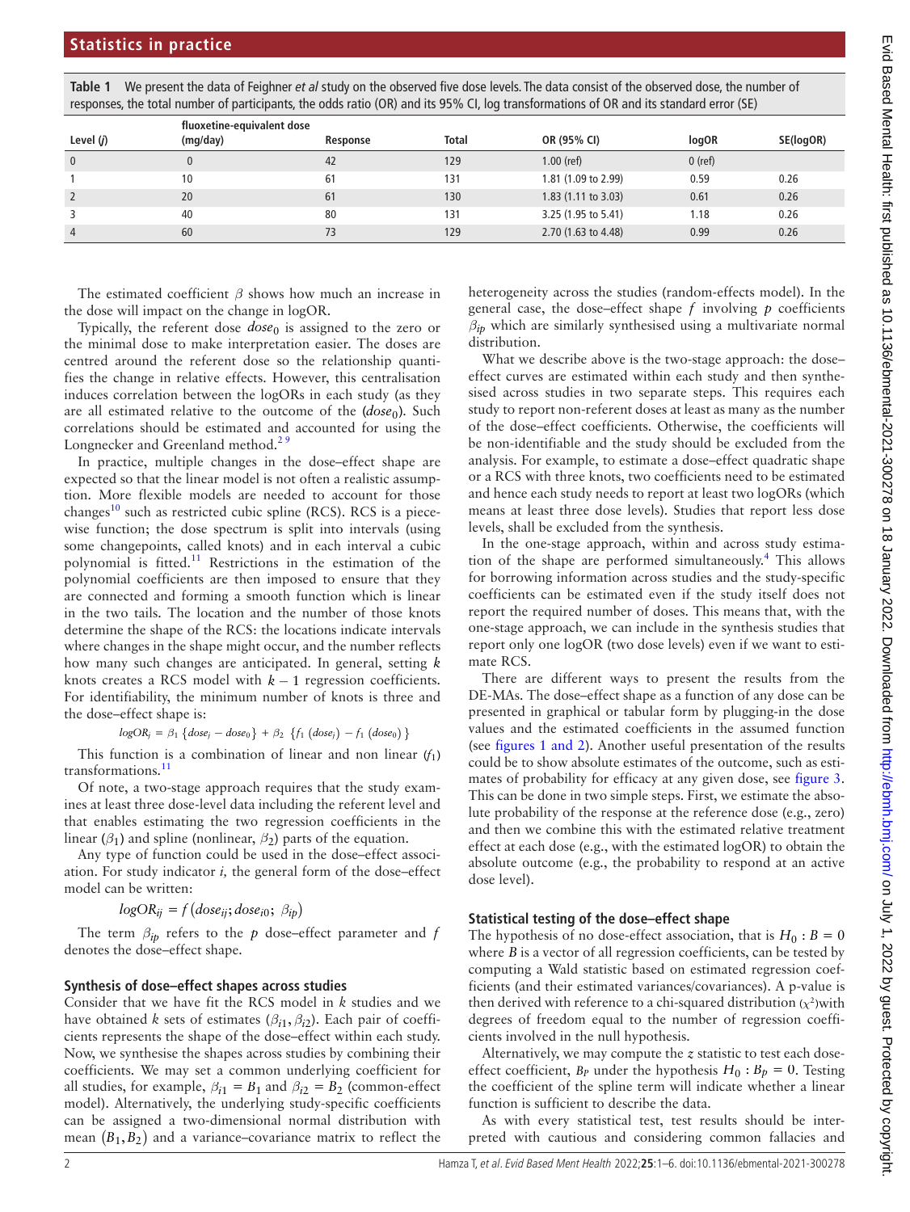**Table 1** We present the data of Feighner *et al* study on the observed five dose levels. The data consist of the observed dose, the number of responses, the total number of participants, the odds ratio (OR) and its 95% CI, log transformations of OR and its standard error (SE)

| Level ($j$) | fluoxetine-equivalent dose (mg/day) | Response | Total | OR (95% CI) | logOR | SE(logOR) |
|---|---|---|---|---|---|---|
| 0 | 0 | 42 | 129 | 1.00 (ref) | 0 (ref) | |
| 1 | 10 | 61 | 131 | 1.81 (1.09 to 2.99) | 0.59 | 0.26 |
| 2 | 20 | 61 | 130 | 1.83 (1.11 to 3.03) | 0.61 | 0.26 |
| 3 | 40 | 80 | 131 | 3.25 (1.95 to 5.41) | 1.18 | 0.26 |
| 4 | 60 | 73 | 129 | 2.70 (1.63 to 4.48) | 0.99 | 0.26 |

The estimated coefficient $\beta$ shows how much an increase in the dose will impact on the change in logOR.

Typically, the referent dose $dose_0$ is assigned to the zero or the minimal dose to make interpretation easier. The doses are centred around the referent dose so the relationship quantifies the change in relative effects. However, this centralisation induces correlation between the logORs in each study (as they are all estimated relative to the outcome of the ($dose_0$). Such correlations should be estimated and accounted for using the Longnecker and Greenland method.[2,9]

In practice, multiple changes in the dose–effect shape are expected so that the linear model is not often a realistic assumption. More flexible models are needed to account for those changes[10] such as restricted cubic spline (RCS). RCS is a piecewise function; the dose spectrum is split into intervals (using some changepoints, called knots) and in each interval a cubic polynomial is fitted.[11] Restrictions in the estimation of the polynomial coefficients are then imposed to ensure that they are connected and forming a smooth function which is linear in the two tails. The location and the number of those knots determine the shape of the RCS: the locations indicate intervals where changes in the shape might occur, and the number reflects how many such changes are anticipated. In general, setting $k$ knots creates a RCS model with $k-1$ regression coefficients. For identifiability, the minimum number of knots is three and the dose–effect shape is:

$$logOR_j = \beta_1 \{dose_j - dose_0\} + \beta_2 \{f_1(dose_j) - f_1(dose_0)\}$$

This function is a combination of linear and non linear ($f_1$) transformations.[11]

Of note, a two-stage approach requires that the study examines at least three dose-level data including the referent level and that enables estimating the two regression coefficients in the linear ($\beta_1$) and spline (nonlinear, $\beta_2$) parts of the equation.

Any type of function could be used in the dose–effect association. For study indicator $i$, the general form of the dose–effect model can be written:

$$logOR_{ij} = f(dose_{ij}; dose_{i0};\ \beta_{ip})$$

The term $\beta_{ip}$ refers to the $p$ dose–effect parameter and $f$ denotes the dose–effect shape.

### Synthesis of dose–effect shapes across studies

Consider that we have fit the RCS model in $k$ studies and we have obtained $k$ sets of estimates $(\beta_{i1}, \beta_{i2})$. Each pair of coefficients represents the shape of the dose–effect within each study. Now, we synthesise the shapes across studies by combining their coefficients. We may set a common underlying coefficient for all studies, for example, $\beta_{i1} = B_1$ and $\beta_{i2} = B_2$ (common-effect model). Alternatively, the underlying study-specific coefficients can be assigned a two-dimensional normal distribution with mean $(B_1, B_2)$ and a variance–covariance matrix to reflect the heterogeneity across the studies (random-effects model). In the general case, the dose–effect shape $f$ involving $p$ coefficients $\beta_{ip}$ which are similarly synthesised using a multivariate normal distribution.

What we describe above is the two-stage approach: the dose–effect curves are estimated within each study and then synthesised across studies in two separate steps. This requires each study to report non-referent doses at least as many as the number of the dose–effect coefficients. Otherwise, the coefficients will be non-identifiable and the study should be excluded from the analysis. For example, to estimate a dose–effect quadratic shape or a RCS with three knots, two coefficients need to be estimated and hence each study needs to report at least two logORs (which means at least three dose levels). Studies that report less dose levels, shall be excluded from the synthesis.

In the one-stage approach, within and across study estimation of the shape are performed simultaneously.[4] This allows for borrowing information across studies and the study-specific coefficients can be estimated even if the study itself does not report the required number of doses. This means that, with the one-stage approach, we can include in the synthesis studies that report only one logOR (two dose levels) even if we want to estimate RCS.

There are different ways to present the results from the DE-MAs. The dose–effect shape as a function of any dose can be presented in graphical or tabular form by plugging-in the dose values and the estimated coefficients in the assumed function (see figures 1 and 2). Another useful presentation of the results could be to show absolute estimates of the outcome, such as estimates of probability for efficacy at any given dose, see figure 3. This can be done in two simple steps. First, we estimate the absolute probability of the response at the reference dose (e.g., zero) and then we combine this with the estimated relative treatment effect at each dose (e.g., with the estimated logOR) to obtain the absolute outcome (e.g., the probability to respond at an active dose level).

### Statistical testing of the dose–effect shape

The hypothesis of no dose-effect association, that is $H_0 : B = 0$ where $B$ is a vector of all regression coefficients, can be tested by computing a Wald statistic based on estimated regression coefficients (and their estimated variances/covariances). A p-value is then derived with reference to a chi-squared distribution ($\chi^2$)with degrees of freedom equal to the number of regression coefficients involved in the null hypothesis.

Alternatively, we may compute the $z$ statistic to test each dose-effect coefficient, $B_P$ under the hypothesis $H_0 : B_p = 0$. Testing the coefficient of the spline term will indicate whether a linear function is sufficient to describe the data.

As with every statistical test, test results should be interpreted with cautious and considering common fallacies and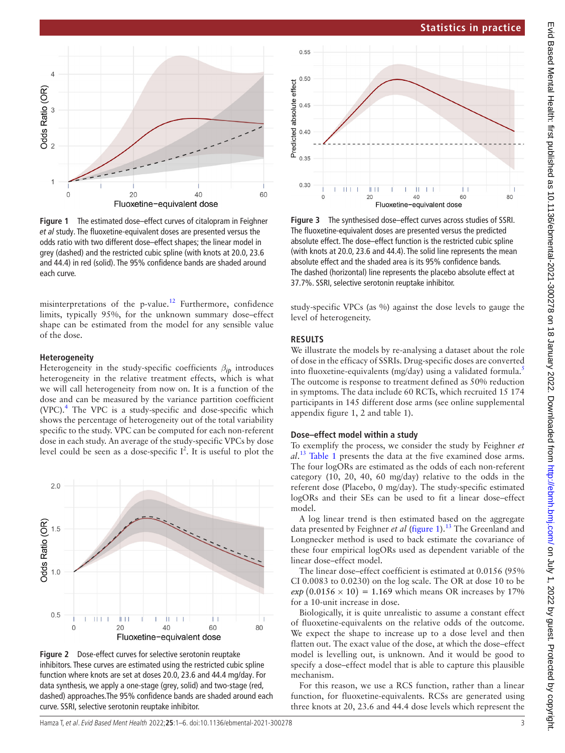Figure 1 The estimated dose–effect curves of citalopram in Feighner *et al* study. The fluoxetine-equivalent doses are presented versus the odds ratio with two different dose–effect shapes; the linear model in grey (dashed) and the restricted cubic spline (with knots at 20.0, 23.6 and 44.4) in red (solid). The 95% confidence bands are shaded around each curve.

misinterpretations of the p-value.[12] Furthermore, confidence limits, typically 95%, for the unknown summary dose–effect shape can be estimated from the model for any sensible value of the dose.

### Heterogeneity

Heterogeneity in the study-specific coefficients $\beta_{ip}$ introduces heterogeneity in the relative treatment effects, which is what we will call heterogeneity from now on. It is a function of the dose and can be measured by the variance partition coefficient (VPC).[4] The VPC is a study-specific and dose-specific which shows the percentage of heterogeneity out of the total variability specific to the study. VPC can be computed for each non-referent dose in each study. An average of the study-specific VPCs by dose level could be seen as a dose-specific $I^2$. It is useful to plot the study-specific VPCs (as %) against the dose levels to gauge the level of heterogeneity.

Figure 2 Dose-effect curves for selective serotonin reuptake inhibitors. These curves are estimated using the restricted cubic spline function where knots are set at doses 20.0, 23.6 and 44.4 mg/day. For data synthesis, we apply a one-stage (grey, solid) and two-stage (red, dashed) approaches.The 95% confidence bands are shaded around each curve. SSRI, selective serotonin reuptake inhibitor.

Figure 3 The synthesised dose–effect curves across studies of SSRI. The fluoxetine-equivalent doses are presented versus the predicted absolute effect. The dose–effect function is the restricted cubic spline (with knots at 20.0, 23.6 and 44.4). The solid line represents the mean absolute effect and the shaded area is its 95% confidence bands. The dashed (horizontal) line represents the placebo absolute effect at 37.7%. SSRI, selective serotonin reuptake inhibitor.

## RESULTS

We illustrate the models by re-analysing a dataset about the role of dose in the efficacy of SSRIs. Drug-specific doses are converted into fluoxetine-equivalents (mg/day) using a validated formula.[5] The outcome is response to treatment defined as 50% reduction in symptoms. The data include 60 RCTs, which recruited 15 174 participants in 145 different dose arms (see online supplemental appendix figure 1, 2 and table 1).

### Dose–effect model within a study

To exemplify the process, we consider the study by Feighner *et al*.[13] Table 1 presents the data at the five examined dose arms. The four logORs are estimated as the odds of each non-referent category (10, 20, 40, 60 mg/day) relative to the odds in the referent dose (Placebo, 0 mg/day). The study-specific estimated logORs and their SEs can be used to fit a linear dose–effect model.

A log linear trend is then estimated based on the aggregate data presented by Feighner *et al* (figure 1).[13] The Greenland and Longnecker method is used to back estimate the covariance of these four empirical logORs used as dependent variable of the linear dose–effect model.

The linear dose–effect coefficient is estimated at 0.0156 (95% CI 0.0083 to 0.0230) on the log scale. The OR at dose 10 to be $exp\,(0.0156 \times 10) = 1.169$ which means OR increases by 17% for a 10-unit increase in dose.

Biologically, it is quite unrealistic to assume a constant effect of fluoxetine-equivalents on the relative odds of the outcome. We expect the shape to increase up to a dose level and then flatten out. The exact value of the dose, at which the dose–effect model is levelling out, is unknown. And it would be good to specify a dose–effect model that is able to capture this plausible mechanism.

For this reason, we use a RCS function, rather than a linear function, for fluoxetine-equivalents. RCSs are generated using three knots at 20, 23.6 and 44.4 dose levels which represent the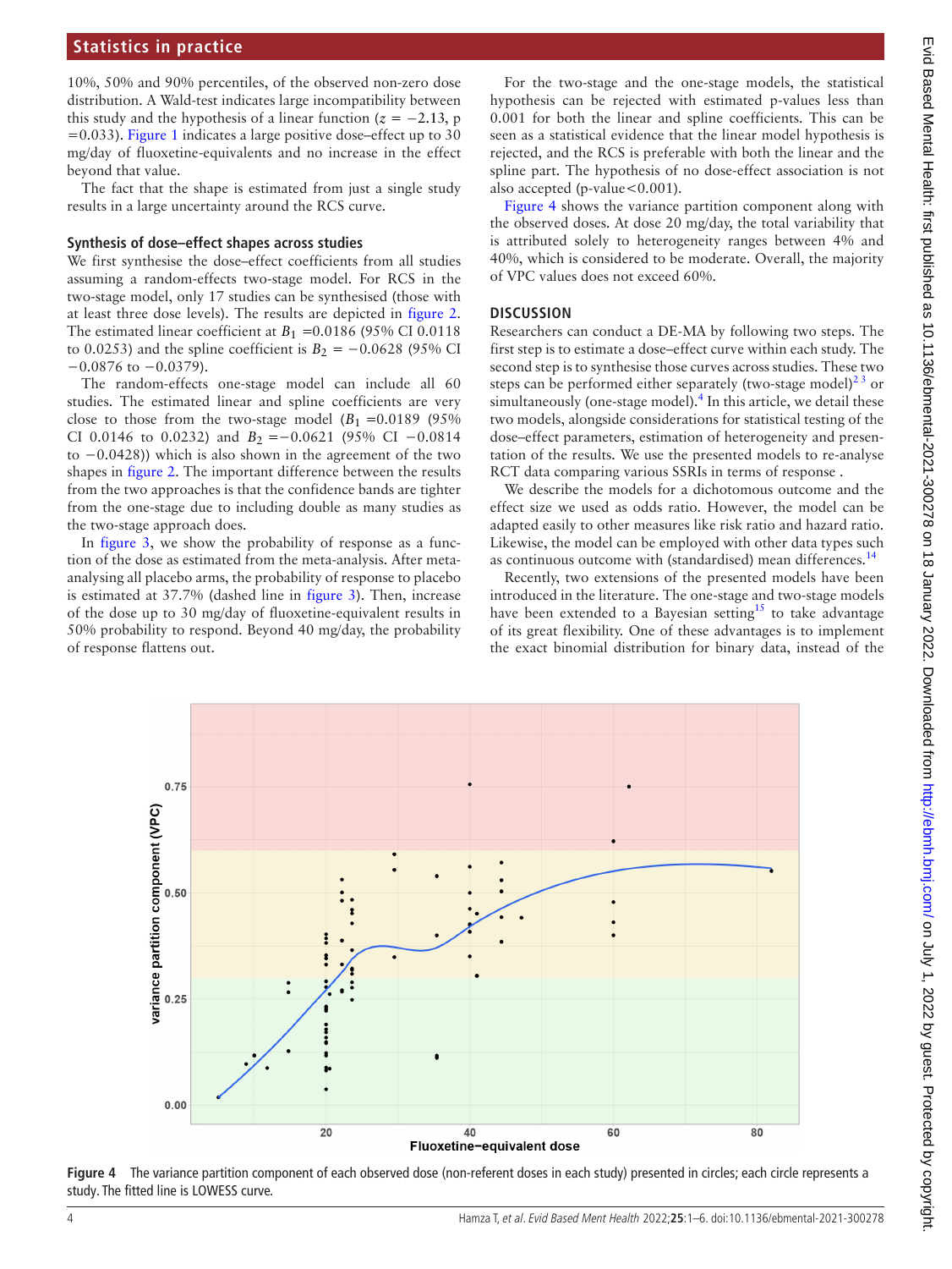10%, 50% and 90% percentiles, of the observed non-zero dose distribution. A Wald-test indicates large incompatibility between this study and the hypothesis of a linear function ($z=-2.13$, p $=0.033$). Figure 1 indicates a large positive dose–effect up to 30 mg/day of fluoxetine-equivalents and no increase in the effect beyond that value.

The fact that the shape is estimated from just a single study results in a large uncertainty around the RCS curve.

### Synthesis of dose–effect shapes across studies

We first synthesise the dose–effect coefficients from all studies assuming a random-effects two-stage model. For RCS in the two-stage model, only 17 studies can be synthesised (those with at least three dose levels). The results are depicted in figure 2. The estimated linear coefficient at $B_1=0.0186$ (95% CI 0.0118 to 0.0253) and the spline coefficient is $B_2=-0.0628$ (95% CI $-0.0876$ to $-0.0379$).

The random-effects one-stage model can include all 60 studies. The estimated linear and spline coefficients are very close to those from the two-stage model ($B_1=0.0189$ (95% CI 0.0146 to 0.0232) and $B_2=-0.0621$ (95% CI $-0.0814$ to $-0.0428$)) which is also shown in the agreement of the two shapes in figure 2. The important difference between the results from the two approaches is that the confidence bands are tighter from the one-stage due to including double as many studies as the two-stage approach does.

In figure 3, we show the probability of response as a function of the dose as estimated from the meta-analysis. After meta-analysing all placebo arms, the probability of response to placebo is estimated at 37.7% (dashed line in figure 3). Then, increase of the dose up to 30 mg/day of fluoxetine-equivalent results in 50% probability to respond. Beyond 40 mg/day, the probability of response flattens out.

For the two-stage and the one-stage models, the statistical hypothesis can be rejected with estimated p-values less than 0.001 for both the linear and spline coefficients. This can be seen as a statistical evidence that the linear model hypothesis is rejected, and the RCS is preferable with both the linear and the spline part. The hypothesis of no dose-effect association is not also accepted (p-value<0.001).

Figure 4 shows the variance partition component along with the observed doses. At dose 20 mg/day, the total variability that is attributed solely to heterogeneity ranges between 4% and 40%, which is considered to be moderate. Overall, the majority of VPC values does not exceed 60%.

## DISCUSSION

Researchers can conduct a DE-MA by following two steps. The first step is to estimate a dose–effect curve within each study. The second step is to synthesise those curves across studies. These two steps can be performed either separately (two-stage model)[2,3] or simultaneously (one-stage model).[4] In this article, we detail these two models, alongside considerations for statistical testing of the dose–effect parameters, estimation of heterogeneity and presentation of the results. We use the presented models to re-analyse RCT data comparing various SSRIs in terms of response .

We describe the models for a dichotomous outcome and the effect size we used as odds ratio. However, the model can be adapted easily to other measures like risk ratio and hazard ratio. Likewise, the model can be employed with other data types such as continuous outcome with (standardised) mean differences.[14]

Recently, two extensions of the presented models have been introduced in the literature. The one-stage and two-stage models have been extended to a Bayesian setting[15] to take advantage of its great flexibility. One of these advantages is to implement the exact binomial distribution for binary data, instead of the

Figure 4 The variance partition component of each observed dose (non-referent doses in each study) presented in circles; each circle represents a study. The fitted line is LOWESS curve.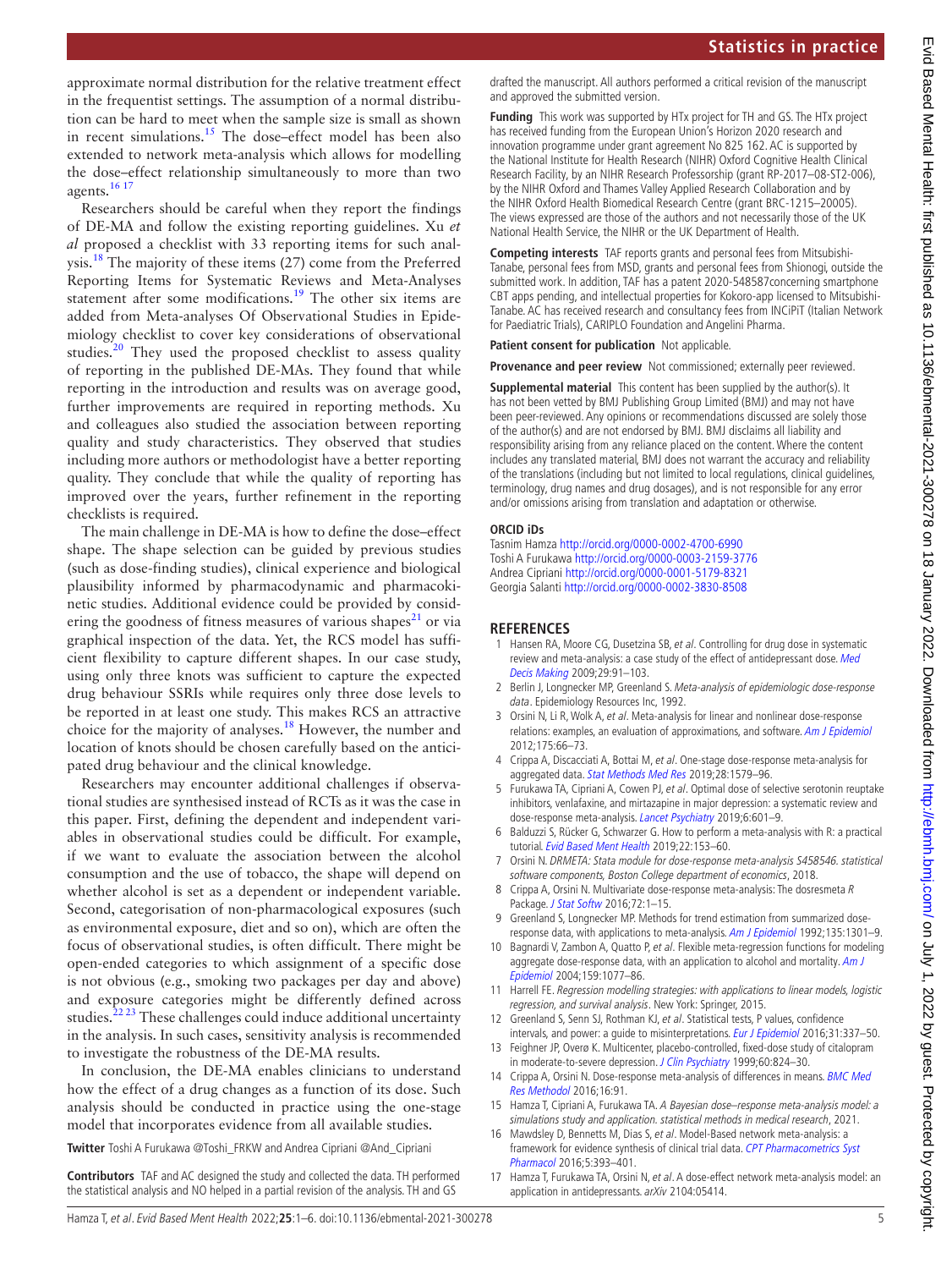approximate normal distribution for the relative treatment effect in the frequentist settings. The assumption of a normal distribution can be hard to meet when the sample size is small as shown in recent simulations.[15] The dose–effect model has been also extended to network meta-analysis which allows for modelling the dose–effect relationship simultaneously to more than two agents.[16 17]

Researchers should be careful when they report the findings of DE-MA and follow the existing reporting guidelines. Xu *et al* proposed a checklist with 33 reporting items for such analysis.[18] The majority of these items (27) come from the Preferred Reporting Items for Systematic Reviews and Meta-Analyses statement after some modifications.[19] The other six items are added from Meta-analyses Of Observational Studies in Epidemiology checklist to cover key considerations of observational studies.[20] They used the proposed checklist to assess quality of reporting in the published DE-MAs. They found that while reporting in the introduction and results was on average good, further improvements are required in reporting methods. Xu and colleagues also studied the association between reporting quality and study characteristics. They observed that studies including more authors or methodologist have a better reporting quality. They conclude that while the quality of reporting has improved over the years, further refinement in the reporting checklists is required.

The main challenge in DE-MA is how to define the dose–effect shape. The shape selection can be guided by previous studies (such as dose-finding studies), clinical experience and biological plausibility informed by pharmacodynamic and pharmacokinetic studies. Additional evidence could be provided by considering the goodness of fitness measures of various shapes[21] or via graphical inspection of the data. Yet, the RCS model has sufficient flexibility to capture different shapes. In our case study, using only three knots was sufficient to capture the expected drug behaviour SSRIs while requires only three dose levels to be reported in at least one study. This makes RCS an attractive choice for the majority of analyses.[18] However, the number and location of knots should be chosen carefully based on the anticipated drug behaviour and the clinical knowledge.

Researchers may encounter additional challenges if observational studies are synthesised instead of RCTs as it was the case in this paper. First, defining the dependent and independent variables in observational studies could be difficult. For example, if we want to evaluate the association between the alcohol consumption and the use of tobacco, the shape will depend on whether alcohol is set as a dependent or independent variable. Second, categorisation of non-pharmacological exposures (such as environmental exposure, diet and so on), which are often the focus of observational studies, is often difficult. There might be open-ended categories to which assignment of a specific dose is not obvious (e.g., smoking two packages per day and above) and exposure categories might be differently defined across studies.[22 23] These challenges could induce additional uncertainty in the analysis. In such cases, sensitivity analysis is recommended to investigate the robustness of the DE-MA results.

In conclusion, the DE-MA enables clinicians to understand how the effect of a drug changes as a function of its dose. Such analysis should be conducted in practice using the one-stage model that incorporates evidence from all available studies.

**Twitter** Toshi A Furukawa @Toshi_FRKW and Andrea Cipriani @And_Cipriani

**Contributors** TAF and AC designed the study and collected the data. TH performed the statistical analysis and NO helped in a partial revision of the analysis. TH and GS drafted the manuscript. All authors performed a critical revision of the manuscript and approved the submitted version.

**Funding** This work was supported by HTx project for TH and GS. The HTx project has received funding from the European Union's Horizon 2020 research and innovation programme under grant agreement No 825 162. AC is supported by the National Institute for Health Research (NIHR) Oxford Cognitive Health Clinical Research Facility, by an NIHR Research Professorship (grant RP-2017–08-ST2-006), by the NIHR Oxford and Thames Valley Applied Research Collaboration and by the NIHR Oxford Health Biomedical Research Centre (grant BRC-1215–20005). The views expressed are those of the authors and not necessarily those of the UK National Health Service, the NIHR or the UK Department of Health.

**Competing interests** TAF reports grants and personal fees from Mitsubishi-Tanabe, personal fees from MSD, grants and personal fees from Shionogi, outside the submitted work. In addition, TAF has a patent 2020-548587concerning smartphone CBT apps pending, and intellectual properties for Kokoro-app licensed to Mitsubishi-Tanabe. AC has received research and consultancy fees from INCiPiT (Italian Network for Paediatric Trials), CARIPLO Foundation and Angelini Pharma.

**Patient consent for publication** Not applicable.

**Provenance and peer review** Not commissioned; externally peer reviewed.

**Supplemental material** This content has been supplied by the author(s). It has not been vetted by BMJ Publishing Group Limited (BMJ) and may not have been peer-reviewed. Any opinions or recommendations discussed are solely those of the author(s) and are not endorsed by BMJ. BMJ disclaims all liability and responsibility arising from any reliance placed on the content. Where the content includes any translated material, BMJ does not warrant the accuracy and reliability of the translations (including but not limited to local regulations, clinical guidelines, terminology, drug names and drug dosages), and is not responsible for any error and/or omissions arising from translation and adaptation or otherwise.

### ORCID iDs

Tasnim Hamza http://orcid.org/0000-0002-4700-6990
Toshi A Furukawa http://orcid.org/0000-0003-2159-3776
Andrea Cipriani http://orcid.org/0000-0001-5179-8321
Georgia Salanti http://orcid.org/0000-0002-3830-8508

## REFERENCES

1. Hansen RA, Moore CG, Dusetzina SB, *et al*. Controlling for drug dose in systematic review and meta-analysis: a case study of the effect of antidepressant dose. *Med Decis Making* 2009;29:91–103.
2. Berlin J, Longnecker MP, Greenland S. *Meta-analysis of epidemiologic dose-response data*. Epidemiology Resources Inc, 1992.
3. Orsini N, Li R, Wolk A, *et al*. Meta-analysis for linear and nonlinear dose-response relations: examples, an evaluation of approximations, and software. *Am J Epidemiol* 2012;175:66–73.
4. Crippa A, Discacciati A, Bottai M, *et al*. One-stage dose-response meta-analysis for aggregated data. *Stat Methods Med Res* 2019;28:1579–96.
5. Furukawa TA, Cipriani A, Cowen PJ, *et al*. Optimal dose of selective serotonin reuptake inhibitors, venlafaxine, and mirtazapine in major depression: a systematic review and dose-response meta-analysis. *Lancet Psychiatry* 2019;6:601–9.
6. Balduzzi S, Rücker G, Schwarzer G. How to perform a meta-analysis with R: a practical tutorial. *Evid Based Ment Health* 2019;22:153–60.
7. Orsini N. *DRMETA: Stata module for dose-response meta-analysis S458546. statistical software components, Boston College department of economics*, 2018.
8. Crippa A, Orsini N. Multivariate dose-response meta-analysis: The dosresmeta *R* Package. *J Stat Softw* 2016;72:1–15.
9. Greenland S, Longnecker MP. Methods for trend estimation from summarized dose-response data, with applications to meta-analysis. *Am J Epidemiol* 1992;135:1301–9.
10. Bagnardi V, Zambon A, Quatto P, *et al*. Flexible meta-regression functions for modeling aggregate dose-response data, with an application to alcohol and mortality. *Am J Epidemiol* 2004;159:1077–86.
11. Harrell FE. *Regression modelling strategies: with applications to linear models, logistic regression, and survival analysis*. New York: Springer, 2015.
12. Greenland S, Senn SJ, Rothman KJ, *et al*. Statistical tests, P values, confidence intervals, and power: a guide to misinterpretations. *Eur J Epidemiol* 2016;31:337–50.
13. Feighner JP, Overø K. Multicenter, placebo-controlled, fixed-dose study of citalopram in moderate-to-severe depression. *J Clin Psychiatry* 1999;60:824–30.
14. Crippa A, Orsini N. Dose-response meta-analysis of differences in means. *BMC Med Res Methodol* 2016;16:91.
15. Hamza T, Cipriani A, Furukawa TA. *A Bayesian dose–response meta-analysis model: a simulations study and application. statistical methods in medical research*, 2021.
16. Mawdsley D, Bennetts M, Dias S, *et al*. Model-Based network meta-analysis: a framework for evidence synthesis of clinical trial data. *CPT Pharmacometrics Syst Pharmacol* 2016;5:393–401.
17. Hamza T, Furukawa TA, Orsini N, *et al*. A dose-effect network meta-analysis model: an application in antidepressants. *arXiv* 2104:05414.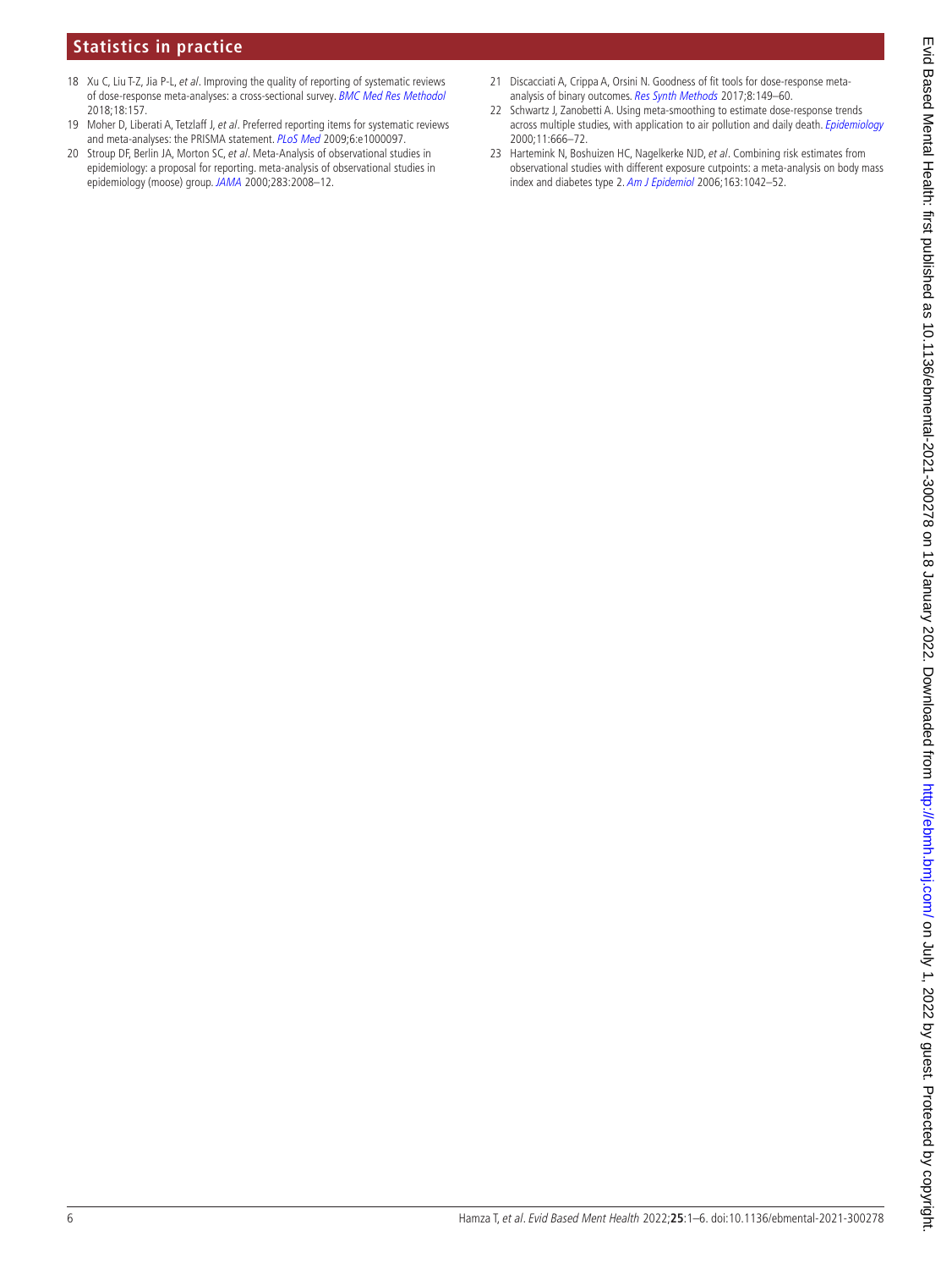18 Xu C, Liu T-Z, Jia P-L, *et al*. Improving the quality of reporting of systematic reviews of dose-response meta-analyses: a cross-sectional survey. *BMC Med Res Methodol* 2018;18:157.

19 Moher D, Liberati A, Tetzlaff J, *et al*. Preferred reporting items for systematic reviews and meta-analyses: the PRISMA statement. *PLoS Med* 2009;6:e1000097.

20 Stroup DF, Berlin JA, Morton SC, *et al*. Meta-Analysis of observational studies in epidemiology: a proposal for reporting. meta-analysis of observational studies in epidemiology (moose) group. *JAMA* 2000;283:2008–12.

21 Discacciati A, Crippa A, Orsini N. Goodness of fit tools for dose-response meta-analysis of binary outcomes. *Res Synth Methods* 2017;8:149–60.

22 Schwartz J, Zanobetti A. Using meta-smoothing to estimate dose-response trends across multiple studies, with application to air pollution and daily death. *Epidemiology* 2000;11:666–72.

23 Hartemink N, Boshuizen HC, Nagelkerke NJD, *et al*. Combining risk estimates from observational studies with different exposure cutpoints: a meta-analysis on body mass index and diabetes type 2. *Am J Epidemiol* 2006;163:1042–52.